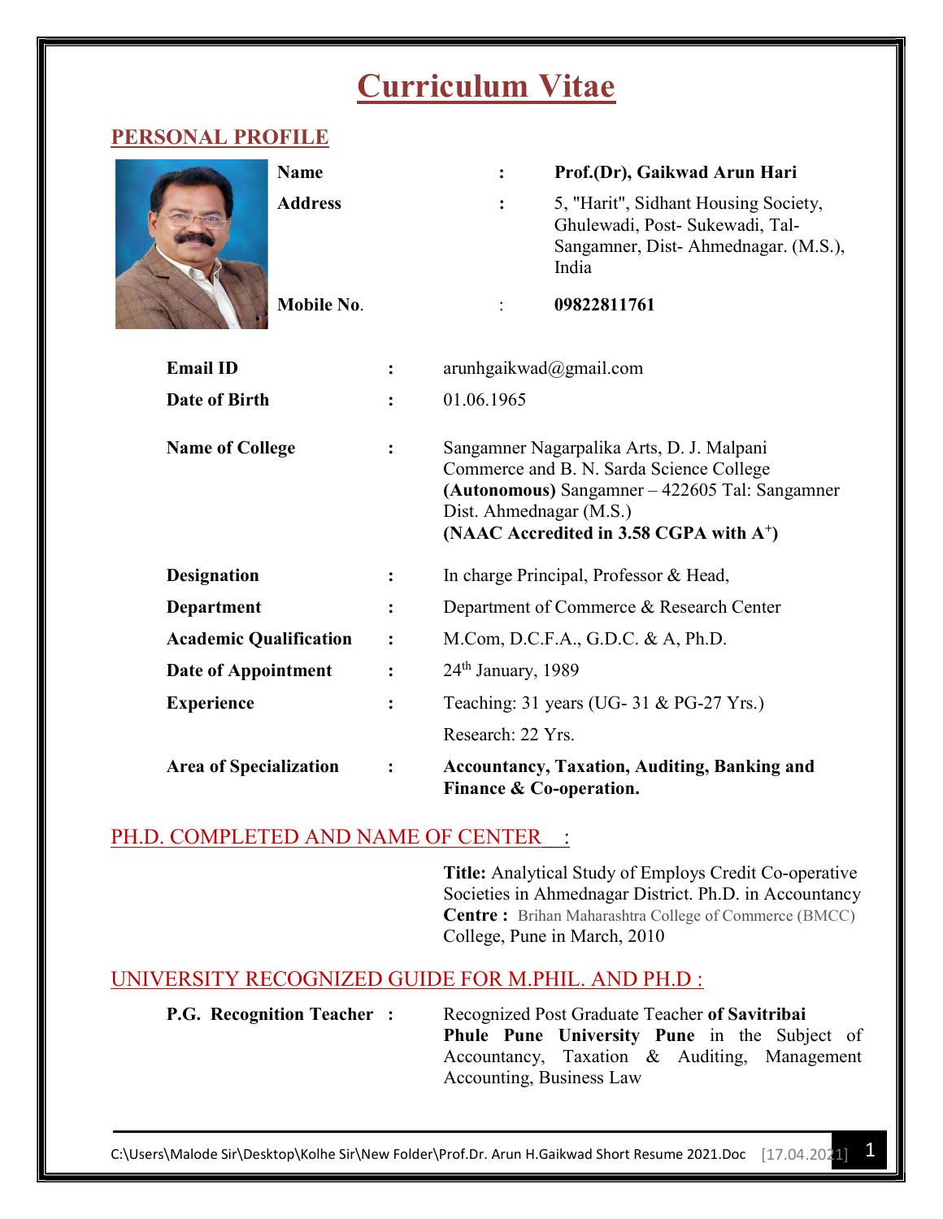# Curriculum Vitae

## PERSONAL PROFILE

| | | |
|---|---|---|
| **Name** | : | **Prof.(Dr), Gaikwad Arun Hari** |
| **Address** | : | 5, "Harit", Sidhant Housing Society, Ghulewadi, Post- Sukewadi, Tal- Sangamner, Dist- Ahmednagar. (M.S.), India |
| **Mobile No.** | : | **09822811761** |
| **Email ID** | : | arunhgaikwad@gmail.com |
| **Date of Birth** | : | 01.06.1965 |
| **Name of College** | : | Sangamner Nagarpalika Arts, D. J. Malpani Commerce and B. N. Sarda Science College **(Autonomous)** Sangamner – 422605 Tal: Sangamner Dist. Ahmednagar (M.S.) **(NAAC Accredited in 3.58 CGPA with A$^{+}$)** |
| **Designation** | : | In charge Principal, Professor & Head, |
| **Department** | : | Department of Commerce & Research Center |
| **Academic Qualification** | : | M.Com, D.C.F.A., G.D.C. & A, Ph.D. |
| **Date of Appointment** | : | 24th January, 1989 |
| **Experience** | : | Teaching: 31 years (UG- 31 & PG-27 Yrs.) Research: 22 Yrs. |
| **Area of Specialization** | : | **Accountancy, Taxation, Auditing, Banking and Finance & Co-operation.** |

## PH.D. COMPLETED AND NAME OF CENTER :

**Title:** Analytical Study of Employs Credit Co-operative Societies in Ahmednagar District. Ph.D. in Accountancy
**Centre :** Brihan Maharashtra College of Commerce (BMCC) College, Pune in March, 2010

## UNIVERSITY RECOGNIZED GUIDE FOR M.PHIL. AND PH.D :

**P.G. Recognition Teacher :** Recognized Post Graduate Teacher **of Savitribai Phule Pune University Pune** in the Subject of Accountancy, Taxation & Auditing, Management Accounting, Business Law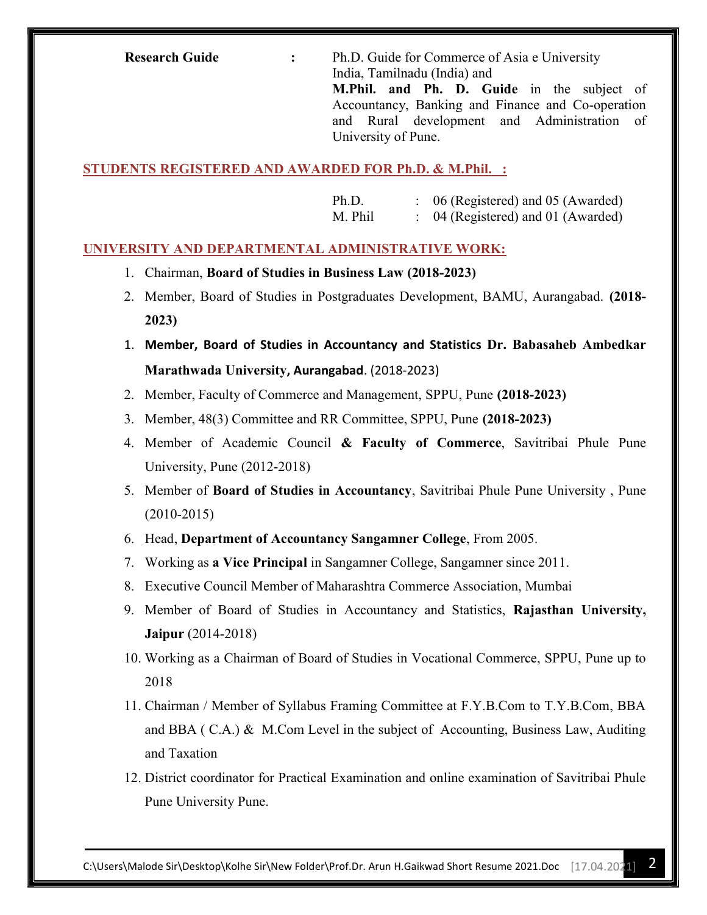| | | |
|---|---|---|
| **Research Guide** | **:** | Ph.D. Guide for Commerce of Asia e University India, Tamilnadu (India) and **M.Phil. and Ph. D. Guide** in the subject of Accountancy, Banking and Finance and Co-operation and Rural development and Administration of University of Pune. |

## STUDENTS REGISTERED AND AWARDED FOR Ph.D. & M.Phil. :

| | | |
|---|---|---|
| Ph.D. | : | 06 (Registered) and 05 (Awarded) |
| M. Phil | : | 04 (Registered) and 01 (Awarded) |

## UNIVERSITY AND DEPARTMENTAL ADMINISTRATIVE WORK:

1. Chairman, **Board of Studies in Business Law (2018-2023)**
2. Member, Board of Studies in Postgraduates Development, BAMU, Aurangabad. **(2018-2023)**
1. **Member, Board of Studies in Accountancy and Statistics Dr. Babasaheb Ambedkar Marathwada University, Aurangabad**. (2018-2023)
2. Member, Faculty of Commerce and Management, SPPU, Pune **(2018-2023)**
3. Member, 48(3) Committee and RR Committee, SPPU, Pune **(2018-2023)**
4. Member of Academic Council **& Faculty of Commerce**, Savitribai Phule Pune University, Pune (2012-2018)
5. Member of **Board of Studies in Accountancy**, Savitribai Phule Pune University , Pune (2010-2015)
6. Head, **Department of Accountancy Sangamner College**, From 2005.
7. Working as **a Vice Principal** in Sangamner College, Sangamner since 2011.
8. Executive Council Member of Maharashtra Commerce Association, Mumbai
9. Member of Board of Studies in Accountancy and Statistics, **Rajasthan University, Jaipur** (2014-2018)
10. Working as a Chairman of Board of Studies in Vocational Commerce, SPPU, Pune up to 2018
11. Chairman / Member of Syllabus Framing Committee at F.Y.B.Com to T.Y.B.Com, BBA and BBA ( C.A.) & M.Com Level in the subject of Accounting, Business Law, Auditing and Taxation
12. District coordinator for Practical Examination and online examination of Savitribai Phule Pune University Pune.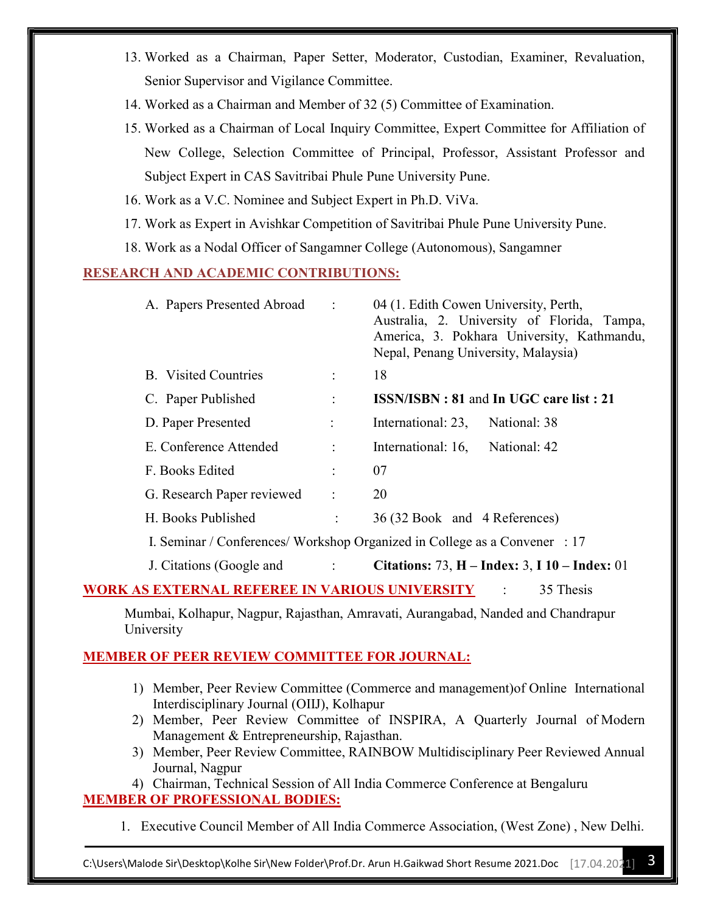13. Worked as a Chairman, Paper Setter, Moderator, Custodian, Examiner, Revaluation, Senior Supervisor and Vigilance Committee.
14. Worked as a Chairman and Member of 32 (5) Committee of Examination.
15. Worked as a Chairman of Local Inquiry Committee, Expert Committee for Affiliation of New College, Selection Committee of Principal, Professor, Assistant Professor and Subject Expert in CAS Savitribai Phule Pune University Pune.
16. Work as a V.C. Nominee and Subject Expert in Ph.D. ViVa.
17. Work as Expert in Avishkar Competition of Savitribai Phule Pune University Pune.
18. Work as a Nodal Officer of Sangamner College (Autonomous), Sangamner

## RESEARCH AND ACADEMIC CONTRIBUTIONS:

| | | |
|---|---|---|
| A. Papers Presented Abroad | : | 04 (1. Edith Cowen University, Perth, Australia, 2. University of Florida, Tampa, America, 3. Pokhara University, Kathmandu, Nepal, Penang University, Malaysia) |
| B. Visited Countries | : | 18 |
| C. Paper Published | : | **ISSN/ISBN : 81** and **In UGC care list : 21** |
| D. Paper Presented | : | International: 23, National: 38 |
| E. Conference Attended | : | International: 16, National: 42 |
| F. Books Edited | : | 07 |
| G. Research Paper reviewed | : | 20 |
| H. Books Published | : | 36 (32 Book and 4 References) |
| I. Seminar / Conferences/ Workshop Organized in College as a Convener | : | 17 |
| J. Citations (Google and | : | **Citations:** 73, **H – Index:** 3, **I 10 – Index:** 01 |

## WORK AS EXTERNAL REFEREE IN VARIOUS UNIVERSITY : 35 Thesis

Mumbai, Kolhapur, Nagpur, Rajasthan, Amravati, Aurangabad, Nanded and Chandrapur University

## MEMBER OF PEER REVIEW COMMITTEE FOR JOURNAL:

1) Member, Peer Review Committee (Commerce and management)of Online International Interdisciplinary Journal (OIIJ), Kolhapur
2) Member, Peer Review Committee of INSPIRA, A Quarterly Journal of Modern Management & Entrepreneurship, Rajasthan.
3) Member, Peer Review Committee, RAINBOW Multidisciplinary Peer Reviewed Annual Journal, Nagpur
4) Chairman, Technical Session of All India Commerce Conference at Bengaluru

## MEMBER OF PROFESSIONAL BODIES:

1. Executive Council Member of All India Commerce Association, (West Zone) , New Delhi.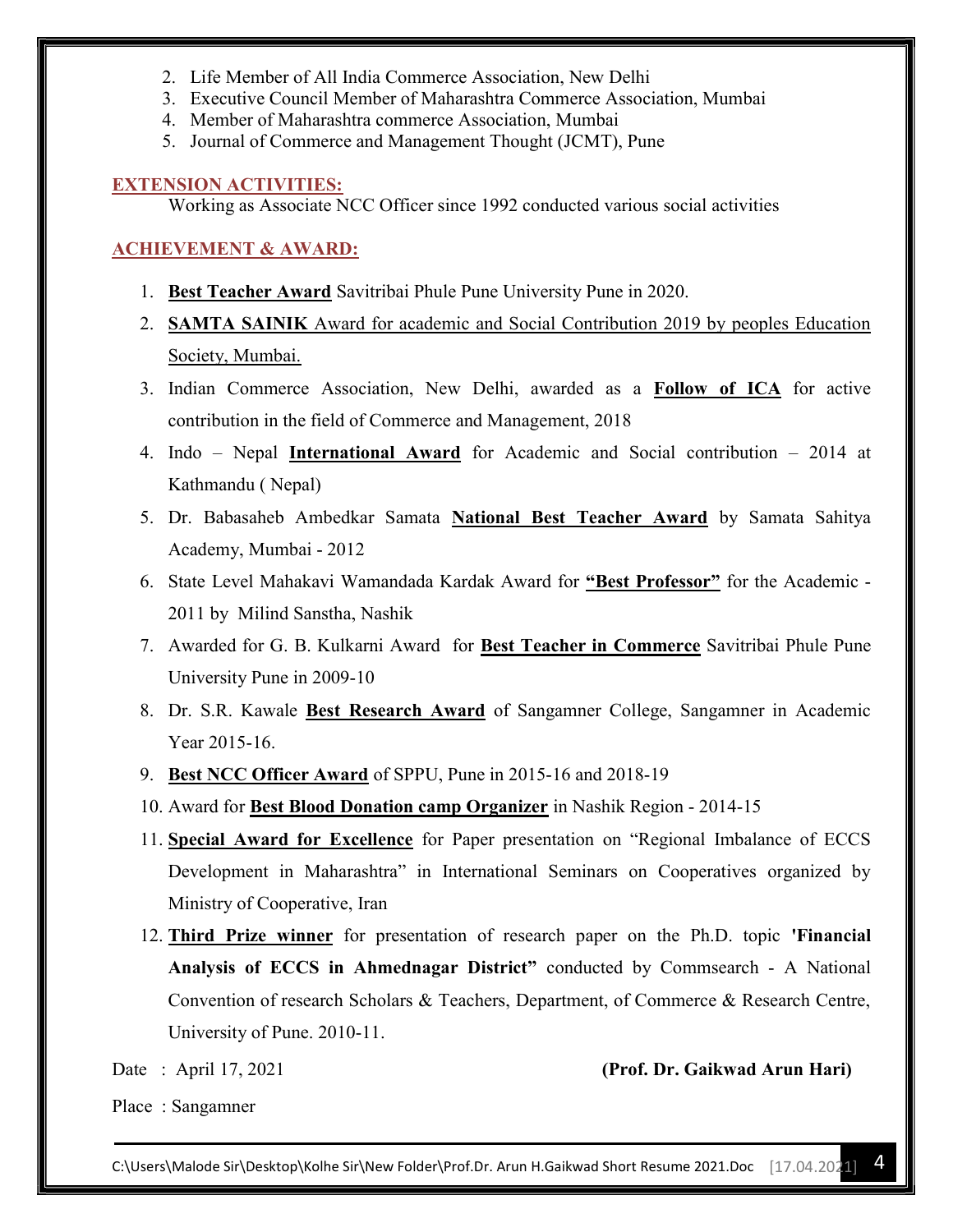2. Life Member of All India Commerce Association, New Delhi
3. Executive Council Member of Maharashtra Commerce Association, Mumbai
4. Member of Maharashtra commerce Association, Mumbai
5. Journal of Commerce and Management Thought (JCMT), Pune

**EXTENSION ACTIVITIES:**

Working as Associate NCC Officer since 1992 conducted various social activities

**ACHIEVEMENT & AWARD:**

1. **Best Teacher Award** Savitribai Phule Pune University Pune in 2020.
2. **SAMTA SAINIK** Award for academic and Social Contribution 2019 by peoples Education Society, Mumbai.
3. Indian Commerce Association, New Delhi, awarded as a **Follow of ICA** for active contribution in the field of Commerce and Management, 2018
4. Indo – Nepal **International Award** for Academic and Social contribution – 2014 at Kathmandu ( Nepal)
5. Dr. Babasaheb Ambedkar Samata **National Best Teacher Award** by Samata Sahitya Academy, Mumbai - 2012
6. State Level Mahakavi Wamandada Kardak Award for **"Best Professor"** for the Academic - 2011 by Milind Sanstha, Nashik
7. Awarded for G. B. Kulkarni Award for **Best Teacher in Commerce** Savitribai Phule Pune University Pune in 2009-10
8. Dr. S.R. Kawale **Best Research Award** of Sangamner College, Sangamner in Academic Year 2015-16.
9. **Best NCC Officer Award** of SPPU, Pune in 2015-16 and 2018-19
10. Award for **Best Blood Donation camp Organizer** in Nashik Region - 2014-15
11. **Special Award for Excellence** for Paper presentation on "Regional Imbalance of ECCS Development in Maharashtra" in International Seminars on Cooperatives organized by Ministry of Cooperative, Iran
12. **Third Prize winner** for presentation of research paper on the Ph.D. topic **'Financial Analysis of ECCS in Ahmednagar District"** conducted by Commsearch - A National Convention of research Scholars & Teachers, Department, of Commerce & Research Centre, University of Pune. 2010-11.

Date : April 17, 2021 **(Prof. Dr. Gaikwad Arun Hari)**

Place : Sangamner